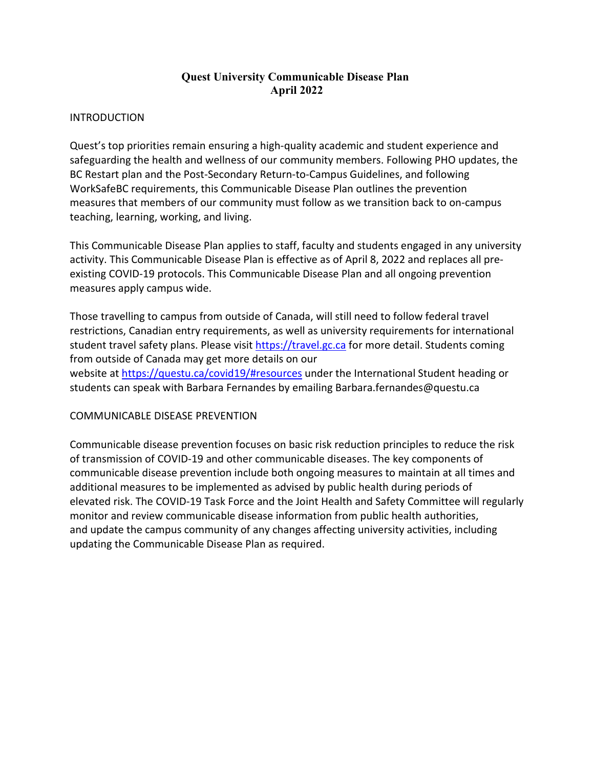# Quest University Communicable Disease Plan
# April 2022

## INTRODUCTION

Quest's top priorities remain ensuring a high-quality academic and student experience and safeguarding the health and wellness of our community members. Following PHO updates, the BC Restart plan and the Post-Secondary Return-to-Campus Guidelines, and following WorkSafeBC requirements, this Communicable Disease Plan outlines the prevention measures that members of our community must follow as we transition back to on-campus teaching, learning, working, and living.

This Communicable Disease Plan applies to staff, faculty and students engaged in any university activity. This Communicable Disease Plan is effective as of April 8, 2022 and replaces all pre-existing COVID-19 protocols. This Communicable Disease Plan and all ongoing prevention measures apply campus wide.

Those travelling to campus from outside of Canada, will still need to follow federal travel restrictions, Canadian entry requirements, as well as university requirements for international student travel safety plans. Please visit [https://travel.gc.ca](https://travel.gc.ca) for more detail. Students coming from outside of Canada may get more details on our website at [https://questu.ca/covid19/#resources](https://questu.ca/covid19/#resources) under the International Student heading or students can speak with Barbara Fernandes by emailing Barbara.fernandes@questu.ca

## COMMUNICABLE DISEASE PREVENTION

Communicable disease prevention focuses on basic risk reduction principles to reduce the risk of transmission of COVID-19 and other communicable diseases. The key components of communicable disease prevention include both ongoing measures to maintain at all times and additional measures to be implemented as advised by public health during periods of elevated risk. The COVID-19 Task Force and the Joint Health and Safety Committee will regularly monitor and review communicable disease information from public health authorities, and update the campus community of any changes affecting university activities, including updating the Communicable Disease Plan as required.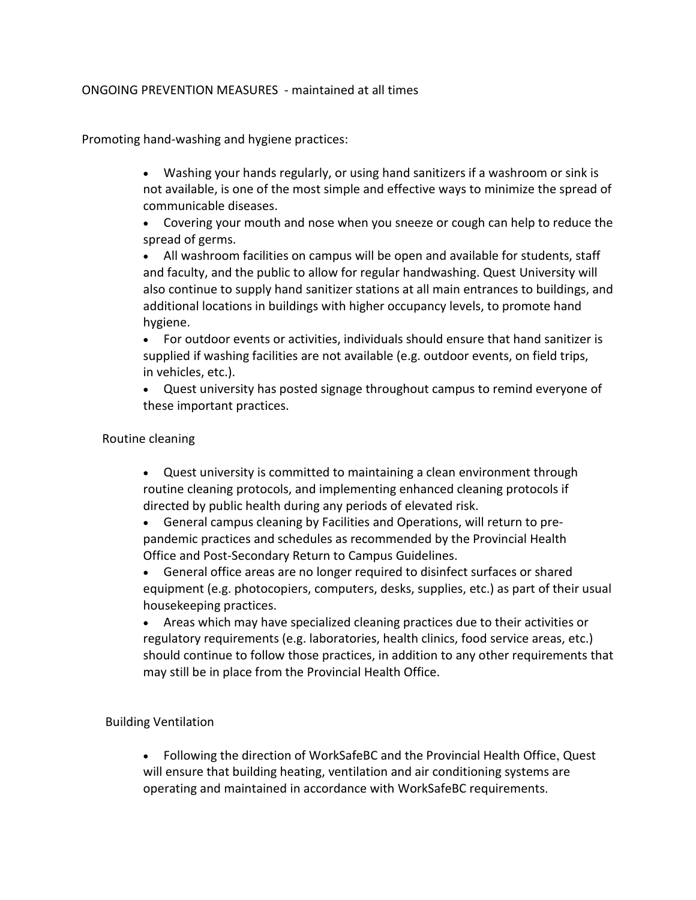## ONGOING PREVENTION MEASURES - maintained at all times

### Promoting hand-washing and hygiene practices:

- Washing your hands regularly, or using hand sanitizers if a washroom or sink is not available, is one of the most simple and effective ways to minimize the spread of communicable diseases.
- Covering your mouth and nose when you sneeze or cough can help to reduce the spread of germs.
- All washroom facilities on campus will be open and available for students, staff and faculty, and the public to allow for regular handwashing. Quest University will also continue to supply hand sanitizer stations at all main entrances to buildings, and additional locations in buildings with higher occupancy levels, to promote hand hygiene.
- For outdoor events or activities, individuals should ensure that hand sanitizer is supplied if washing facilities are not available (e.g. outdoor events, on field trips, in vehicles, etc.).
- Quest university has posted signage throughout campus to remind everyone of these important practices.

### Routine cleaning

- Quest university is committed to maintaining a clean environment through routine cleaning protocols, and implementing enhanced cleaning protocols if directed by public health during any periods of elevated risk.
- General campus cleaning by Facilities and Operations, will return to pre-pandemic practices and schedules as recommended by the Provincial Health Office and Post-Secondary Return to Campus Guidelines.
- General office areas are no longer required to disinfect surfaces or shared equipment (e.g. photocopiers, computers, desks, supplies, etc.) as part of their usual housekeeping practices.
- Areas which may have specialized cleaning practices due to their activities or regulatory requirements (e.g. laboratories, health clinics, food service areas, etc.) should continue to follow those practices, in addition to any other requirements that may still be in place from the Provincial Health Office.

### Building Ventilation

- Following the direction of WorkSafeBC and the Provincial Health Office, Quest will ensure that building heating, ventilation and air conditioning systems are operating and maintained in accordance with WorkSafeBC requirements.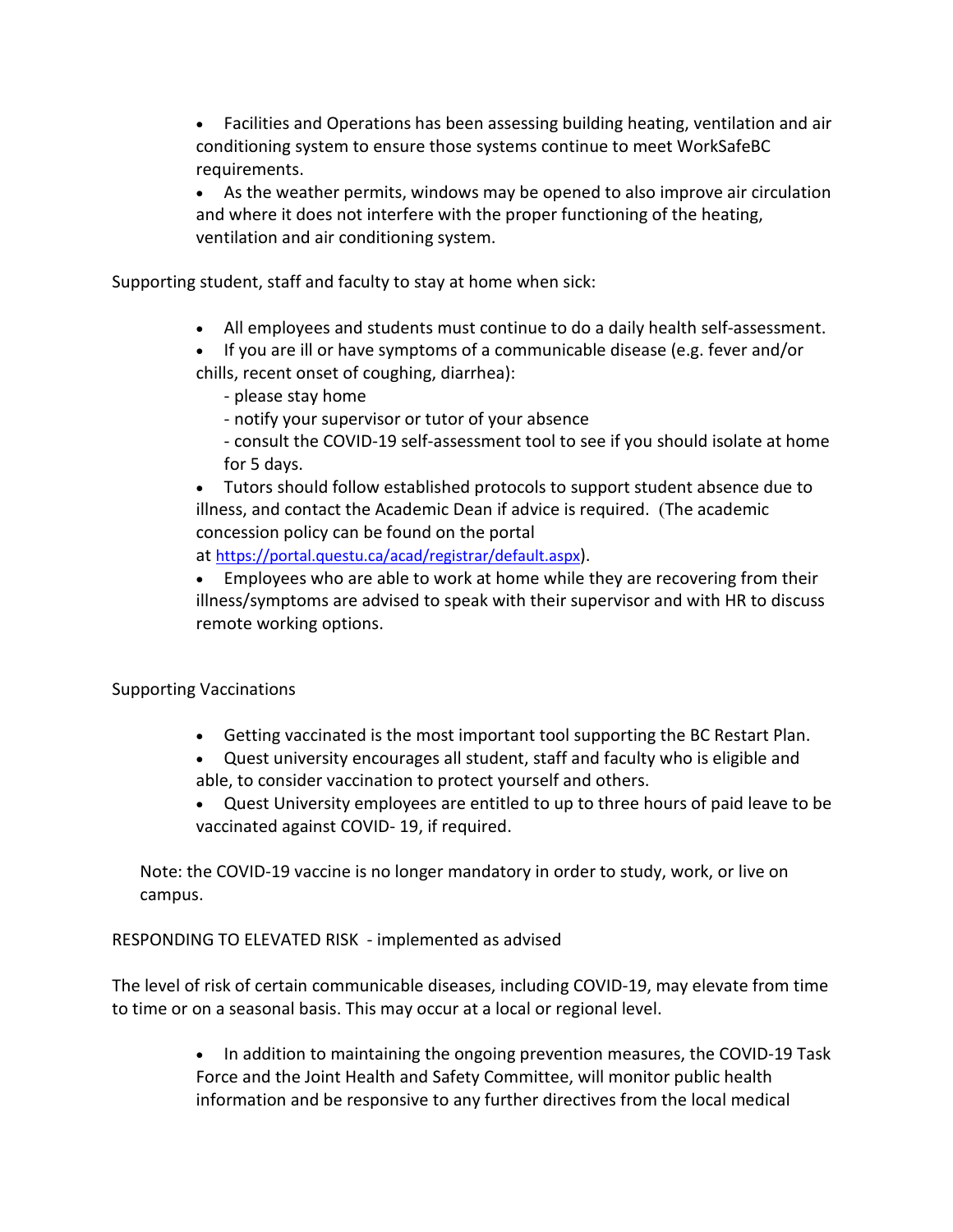- Facilities and Operations has been assessing building heating, ventilation and air conditioning system to ensure those systems continue to meet WorkSafeBC requirements.
- As the weather permits, windows may be opened to also improve air circulation and where it does not interfere with the proper functioning of the heating, ventilation and air conditioning system.

Supporting student, staff and faculty to stay at home when sick:

- All employees and students must continue to do a daily health self-assessment.
- If you are ill or have symptoms of a communicable disease (e.g. fever and/or chills, recent onset of coughing, diarrhea):
  - please stay home
  - notify your supervisor or tutor of your absence
  - consult the COVID-19 self-assessment tool to see if you should isolate at home for 5 days.
- Tutors should follow established protocols to support student absence due to illness, and contact the Academic Dean if advice is required. (The academic concession policy can be found on the portal at https://portal.questu.ca/acad/registrar/default.aspx).
- Employees who are able to work at home while they are recovering from their illness/symptoms are advised to speak with their supervisor and with HR to discuss remote working options.

Supporting Vaccinations

- Getting vaccinated is the most important tool supporting the BC Restart Plan.
- Quest university encourages all student, staff and faculty who is eligible and able, to consider vaccination to protect yourself and others.
- Quest University employees are entitled to up to three hours of paid leave to be vaccinated against COVID- 19, if required.

Note: the COVID-19 vaccine is no longer mandatory in order to study, work, or live on campus.

RESPONDING TO ELEVATED RISK - implemented as advised

The level of risk of certain communicable diseases, including COVID-19, may elevate from time to time or on a seasonal basis. This may occur at a local or regional level.

- In addition to maintaining the ongoing prevention measures, the COVID-19 Task Force and the Joint Health and Safety Committee, will monitor public health information and be responsive to any further directives from the local medical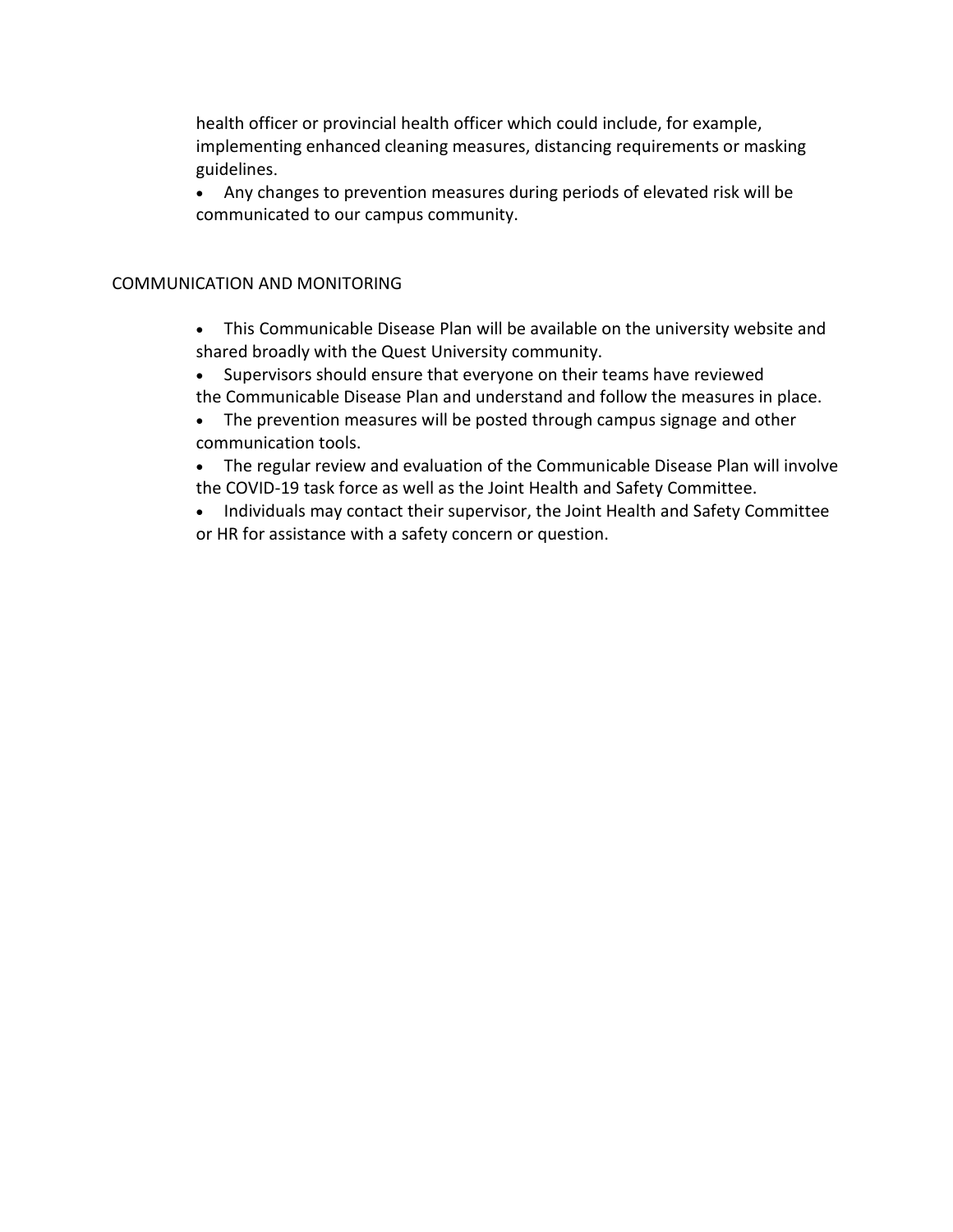health officer or provincial health officer which could include, for example, implementing enhanced cleaning measures, distancing requirements or masking guidelines.

- Any changes to prevention measures during periods of elevated risk will be communicated to our campus community.

## COMMUNICATION AND MONITORING

- This Communicable Disease Plan will be available on the university website and shared broadly with the Quest University community.
- Supervisors should ensure that everyone on their teams have reviewed the Communicable Disease Plan and understand and follow the measures in place.
- The prevention measures will be posted through campus signage and other communication tools.
- The regular review and evaluation of the Communicable Disease Plan will involve the COVID-19 task force as well as the Joint Health and Safety Committee.
- Individuals may contact their supervisor, the Joint Health and Safety Committee or HR for assistance with a safety concern or question.